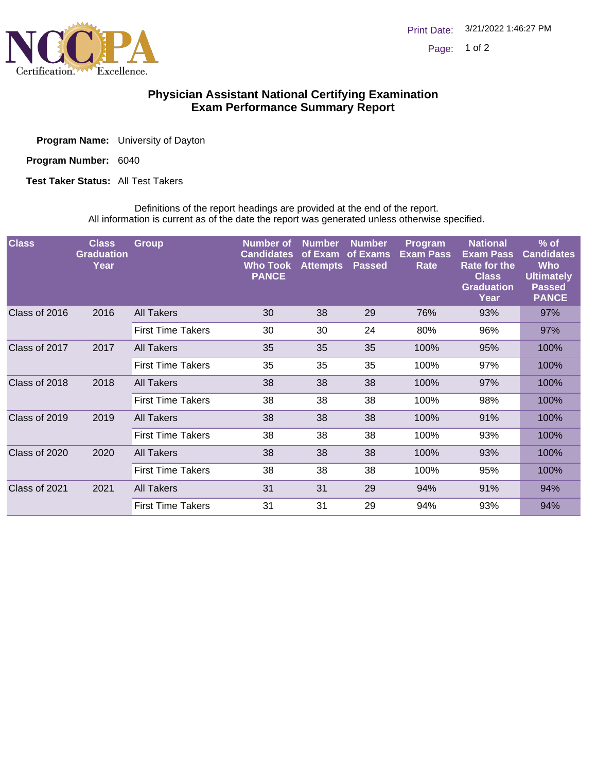# Physician Assistant National Certifying Examination
## Exam Performance Summary Report

**Program Name:** University of Dayton

**Program Number:** 6040

**Test Taker Status:** All Test Takers

Definitions of the report headings are provided at the end of the report.
All information is current as of the date the report was generated unless otherwise specified.

| Class | Class Graduation Year | Group | Number of Candidates Who Took PANCE | Number of Exam Attempts | Number of Exams Passed | Program Exam Pass Rate | National Exam Pass Rate for the Class Graduation Year | % of Candidates Who Ultimately Passed PANCE |
|---|---|---|---|---|---|---|---|---|
| Class of 2016 | 2016 | All Takers | 30 | 38 | 29 | 76% | 93% | 97% |
| | | First Time Takers | 30 | 30 | 24 | 80% | 96% | 97% |
| Class of 2017 | 2017 | All Takers | 35 | 35 | 35 | 100% | 95% | 100% |
| | | First Time Takers | 35 | 35 | 35 | 100% | 97% | 100% |
| Class of 2018 | 2018 | All Takers | 38 | 38 | 38 | 100% | 97% | 100% |
| | | First Time Takers | 38 | 38 | 38 | 100% | 98% | 100% |
| Class of 2019 | 2019 | All Takers | 38 | 38 | 38 | 100% | 91% | 100% |
| | | First Time Takers | 38 | 38 | 38 | 100% | 93% | 100% |
| Class of 2020 | 2020 | All Takers | 38 | 38 | 38 | 100% | 93% | 100% |
| | | First Time Takers | 38 | 38 | 38 | 100% | 95% | 100% |
| Class of 2021 | 2021 | All Takers | 31 | 31 | 29 | 94% | 91% | 94% |
| | | First Time Takers | 31 | 31 | 29 | 94% | 93% | 94% |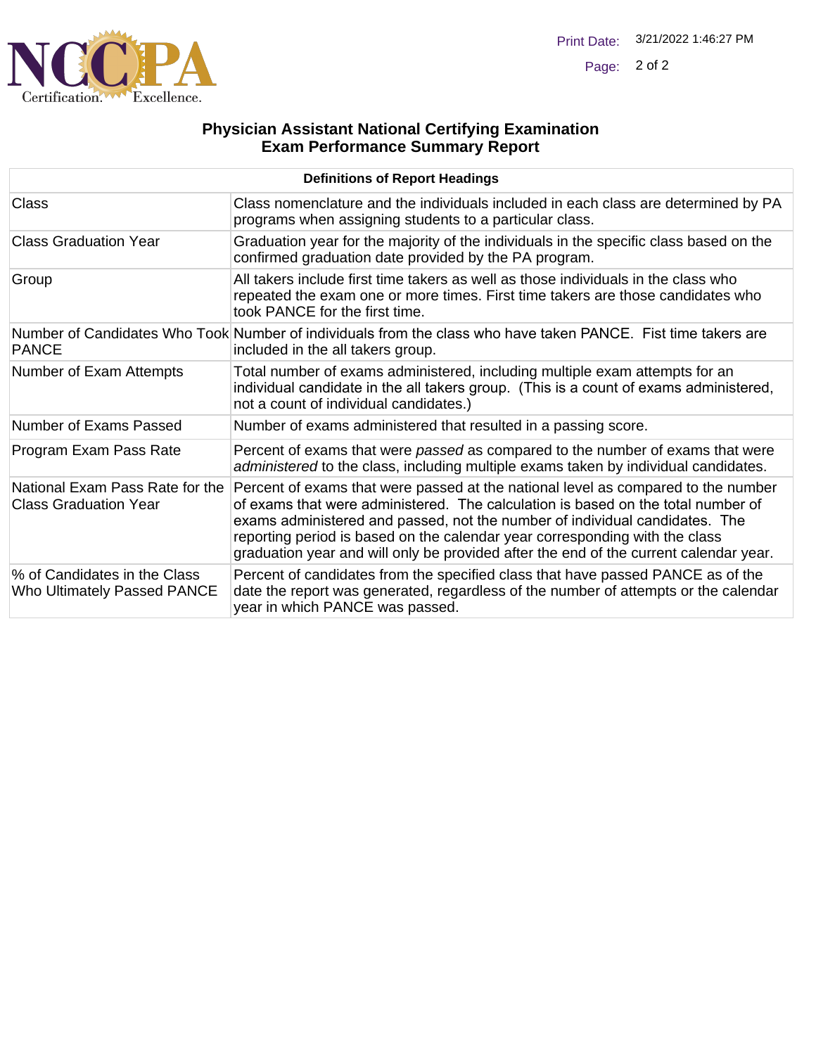## Physician Assistant National Certifying Examination
## Exam Performance Summary Report

| Definitions of Report Headings | |
|---|---|
| Class | Class nomenclature and the individuals included in each class are determined by PA programs when assigning students to a particular class. |
| Class Graduation Year | Graduation year for the majority of the individuals in the specific class based on the confirmed graduation date provided by the PA program. |
| Group | All takers include first time takers as well as those individuals in the class who repeated the exam one or more times. First time takers are those candidates who took PANCE for the first time. |
| Number of Candidates Who Took PANCE | Number of individuals from the class who have taken PANCE. Fist time takers are included in the all takers group. |
| Number of Exam Attempts | Total number of exams administered, including multiple exam attempts for an individual candidate in the all takers group. (This is a count of exams administered, not a count of individual candidates.) |
| Number of Exams Passed | Number of exams administered that resulted in a passing score. |
| Program Exam Pass Rate | Percent of exams that were *passed* as compared to the number of exams that were *administered* to the class, including multiple exams taken by individual candidates. |
| National Exam Pass Rate for the Class Graduation Year | Percent of exams that were passed at the national level as compared to the number of exams that were administered. The calculation is based on the total number of exams administered and passed, not the number of individual candidates. The reporting period is based on the calendar year corresponding with the class graduation year and will only be provided after the end of the current calendar year. |
| % of Candidates in the Class Who Ultimately Passed PANCE | Percent of candidates from the specified class that have passed PANCE as of the date the report was generated, regardless of the number of attempts or the calendar year in which PANCE was passed. |